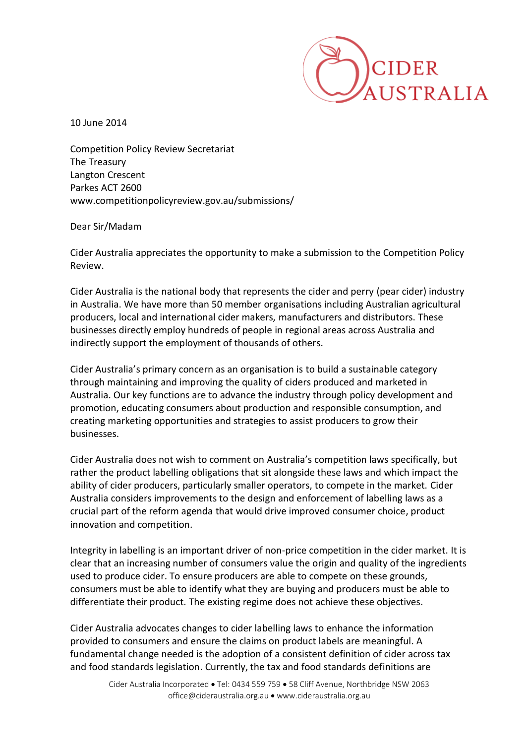10 June 2014

Competition Policy Review Secretariat
The Treasury
Langton Crescent
Parkes ACT 2600
www.competitionpolicyreview.gov.au/submissions/

Dear Sir/Madam

Cider Australia appreciates the opportunity to make a submission to the Competition Policy Review.

Cider Australia is the national body that represents the cider and perry (pear cider) industry in Australia. We have more than 50 member organisations including Australian agricultural producers, local and international cider makers, manufacturers and distributors. These businesses directly employ hundreds of people in regional areas across Australia and indirectly support the employment of thousands of others.

Cider Australia's primary concern as an organisation is to build a sustainable category through maintaining and improving the quality of ciders produced and marketed in Australia. Our key functions are to advance the industry through policy development and promotion, educating consumers about production and responsible consumption, and creating marketing opportunities and strategies to assist producers to grow their businesses.

Cider Australia does not wish to comment on Australia's competition laws specifically, but rather the product labelling obligations that sit alongside these laws and which impact the ability of cider producers, particularly smaller operators, to compete in the market. Cider Australia considers improvements to the design and enforcement of labelling laws as a crucial part of the reform agenda that would drive improved consumer choice, product innovation and competition.

Integrity in labelling is an important driver of non-price competition in the cider market. It is clear that an increasing number of consumers value the origin and quality of the ingredients used to produce cider. To ensure producers are able to compete on these grounds, consumers must be able to identify what they are buying and producers must be able to differentiate their product. The existing regime does not achieve these objectives.

Cider Australia advocates changes to cider labelling laws to enhance the information provided to consumers and ensure the claims on product labels are meaningful. A fundamental change needed is the adoption of a consistent definition of cider across tax and food standards legislation. Currently, the tax and food standards definitions are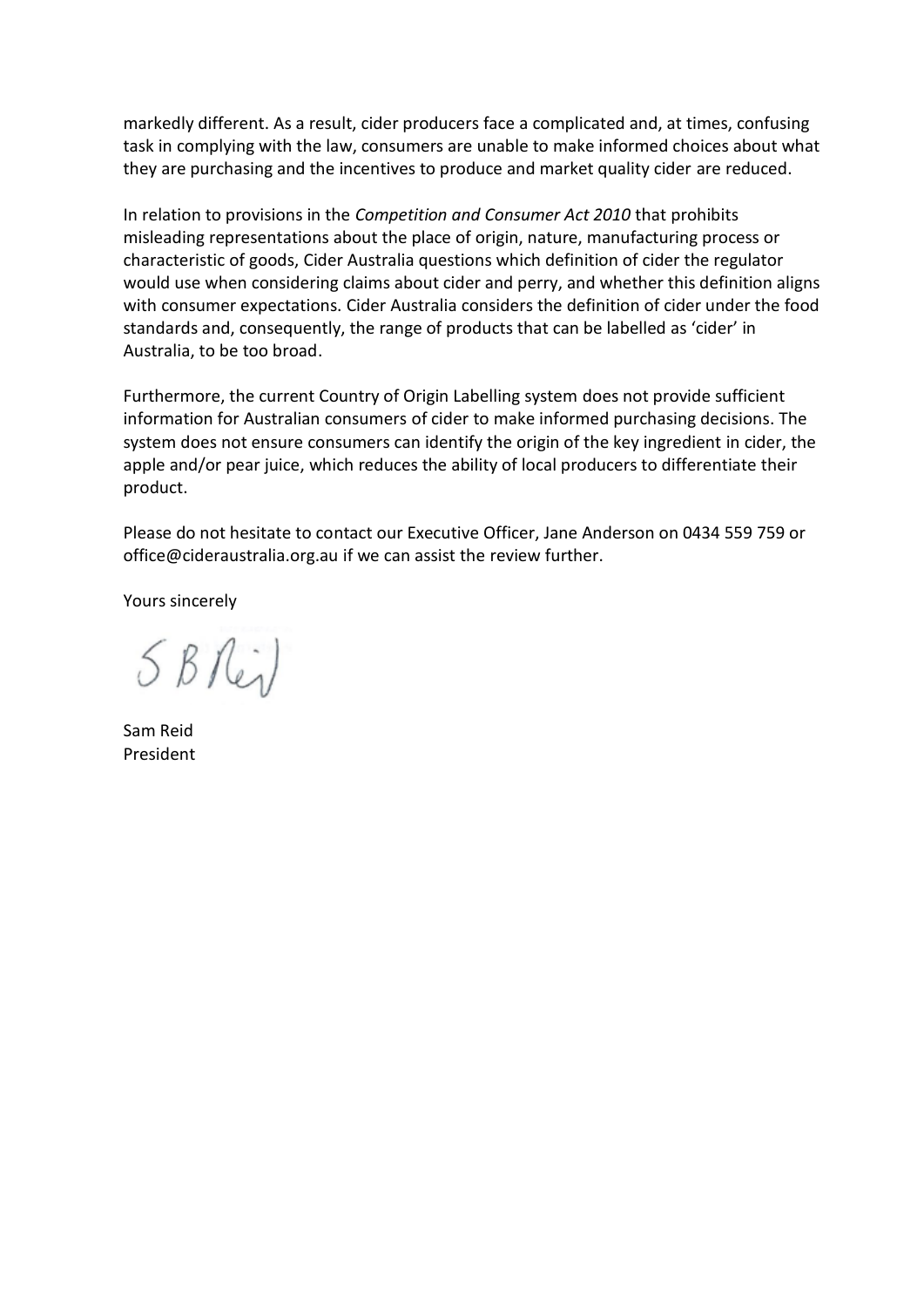markedly different. As a result, cider producers face a complicated and, at times, confusing task in complying with the law, consumers are unable to make informed choices about what they are purchasing and the incentives to produce and market quality cider are reduced.

In relation to provisions in the *Competition and Consumer Act 2010* that prohibits misleading representations about the place of origin, nature, manufacturing process or characteristic of goods, Cider Australia questions which definition of cider the regulator would use when considering claims about cider and perry, and whether this definition aligns with consumer expectations. Cider Australia considers the definition of cider under the food standards and, consequently, the range of products that can be labelled as 'cider' in Australia, to be too broad.

Furthermore, the current Country of Origin Labelling system does not provide sufficient information for Australian consumers of cider to make informed purchasing decisions. The system does not ensure consumers can identify the origin of the key ingredient in cider, the apple and/or pear juice, which reduces the ability of local producers to differentiate their product.

Please do not hesitate to contact our Executive Officer, Jane Anderson on 0434 559 759 or office@cideraustralia.org.au if we can assist the review further.

Yours sincerely

Sam Reid
President